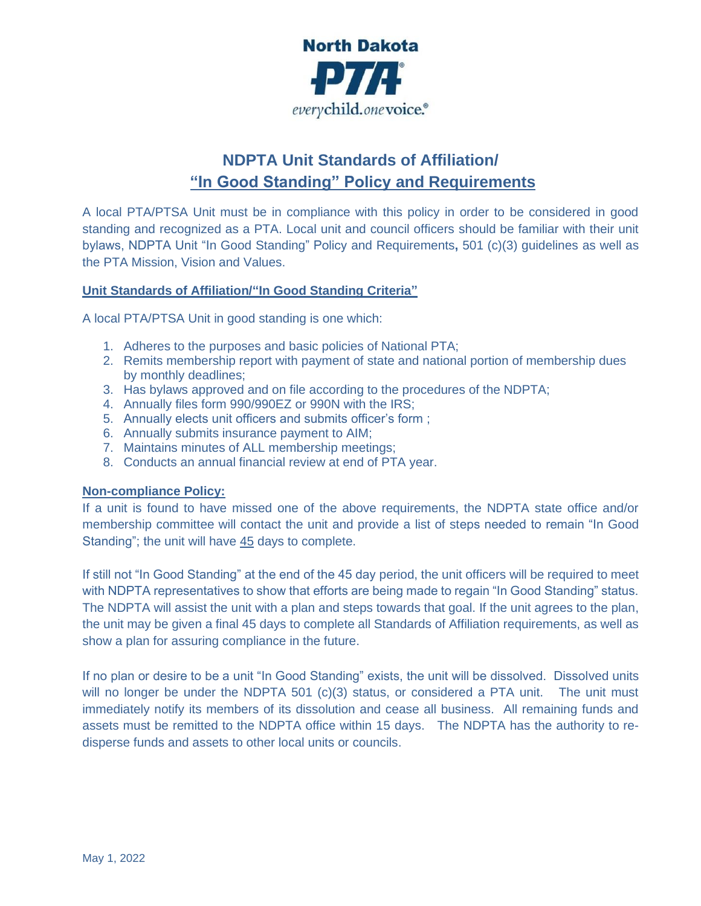North Dakota

PTA

everychild.onevoice.

# NDPTA Unit Standards of Affiliation/ "In Good Standing" Policy and Requirements

A local PTA/PTSA Unit must be in compliance with this policy in order to be considered in good standing and recognized as a PTA. Local unit and council officers should be familiar with their unit bylaws, NDPTA Unit "In Good Standing" Policy and Requirements**,** 501 (c)(3) guidelines as well as the PTA Mission, Vision and Values.

## Unit Standards of Affiliation/"In Good Standing Criteria"

A local PTA/PTSA Unit in good standing is one which:

1. Adheres to the purposes and basic policies of National PTA;
2. Remits membership report with payment of state and national portion of membership dues by monthly deadlines;
3. Has bylaws approved and on file according to the procedures of the NDPTA;
4. Annually files form 990/990EZ or 990N with the IRS;
5. Annually elects unit officers and submits officer's form ;
6. Annually submits insurance payment to AIM;
7. Maintains minutes of ALL membership meetings;
8. Conducts an annual financial review at end of PTA year.

## Non-compliance Policy:

If a unit is found to have missed one of the above requirements, the NDPTA state office and/or membership committee will contact the unit and provide a list of steps needed to remain "In Good Standing"; the unit will have 45 days to complete.

If still not "In Good Standing" at the end of the 45 day period, the unit officers will be required to meet with NDPTA representatives to show that efforts are being made to regain "In Good Standing" status. The NDPTA will assist the unit with a plan and steps towards that goal. If the unit agrees to the plan, the unit may be given a final 45 days to complete all Standards of Affiliation requirements, as well as show a plan for assuring compliance in the future.

If no plan or desire to be a unit "In Good Standing" exists, the unit will be dissolved. Dissolved units will no longer be under the NDPTA 501 (c)(3) status, or considered a PTA unit. The unit must immediately notify its members of its dissolution and cease all business. All remaining funds and assets must be remitted to the NDPTA office within 15 days. The NDPTA has the authority to re-disperse funds and assets to other local units or councils.

May 1, 2022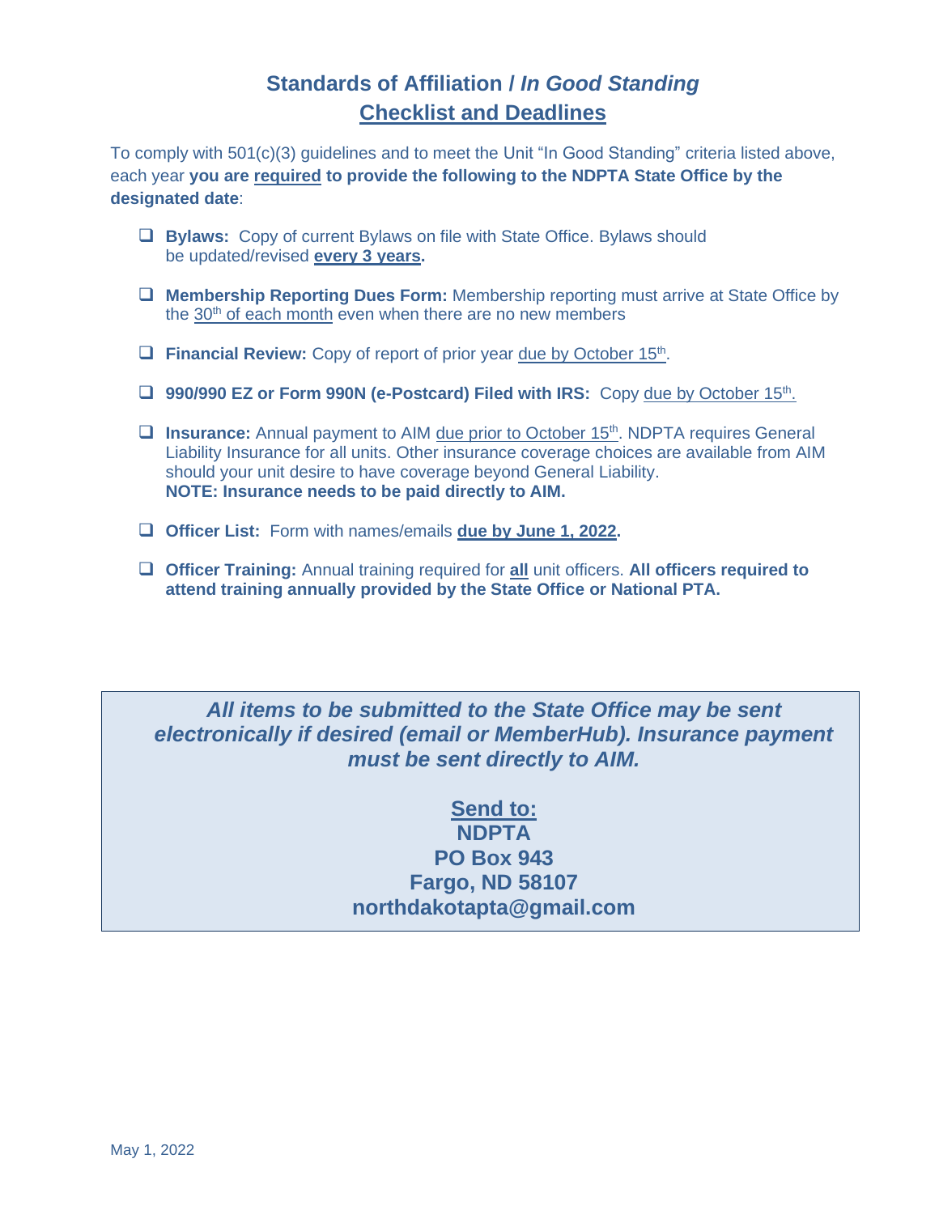# Standards of Affiliation / *In Good Standing*
## Checklist and Deadlines

To comply with 501(c)(3) guidelines and to meet the Unit "In Good Standing" criteria listed above, each year **you are required to provide the following to the NDPTA State Office by the designated date**:

- ☐ **Bylaws:** Copy of current Bylaws on file with State Office. Bylaws should be updated/revised **every 3 years.**
- ☐ **Membership Reporting Dues Form:** Membership reporting must arrive at State Office by the 30th of each month even when there are no new members
- ☐ **Financial Review:** Copy of report of prior year due by October 15th.
- ☐ **990/990 EZ or Form 990N (e-Postcard) Filed with IRS:** Copy due by October 15th.
- ☐ **Insurance:** Annual payment to AIM due prior to October 15th. NDPTA requires General Liability Insurance for all units. Other insurance coverage choices are available from AIM should your unit desire to have coverage beyond General Liability. **NOTE: Insurance needs to be paid directly to AIM.**
- ☐ **Officer List:** Form with names/emails **due by June 1, 2022.**
- ☐ **Officer Training:** Annual training required for **all** unit officers. **All officers required to attend training annually provided by the State Office or National PTA.**

***All items to be submitted to the State Office may be sent electronically if desired (email or MemberHub). Insurance payment must be sent directly to AIM.***

**Send to:**
**NDPTA**
**PO Box 943**
**Fargo, ND 58107**
**northdakotapta@gmail.com**

May 1, 2022